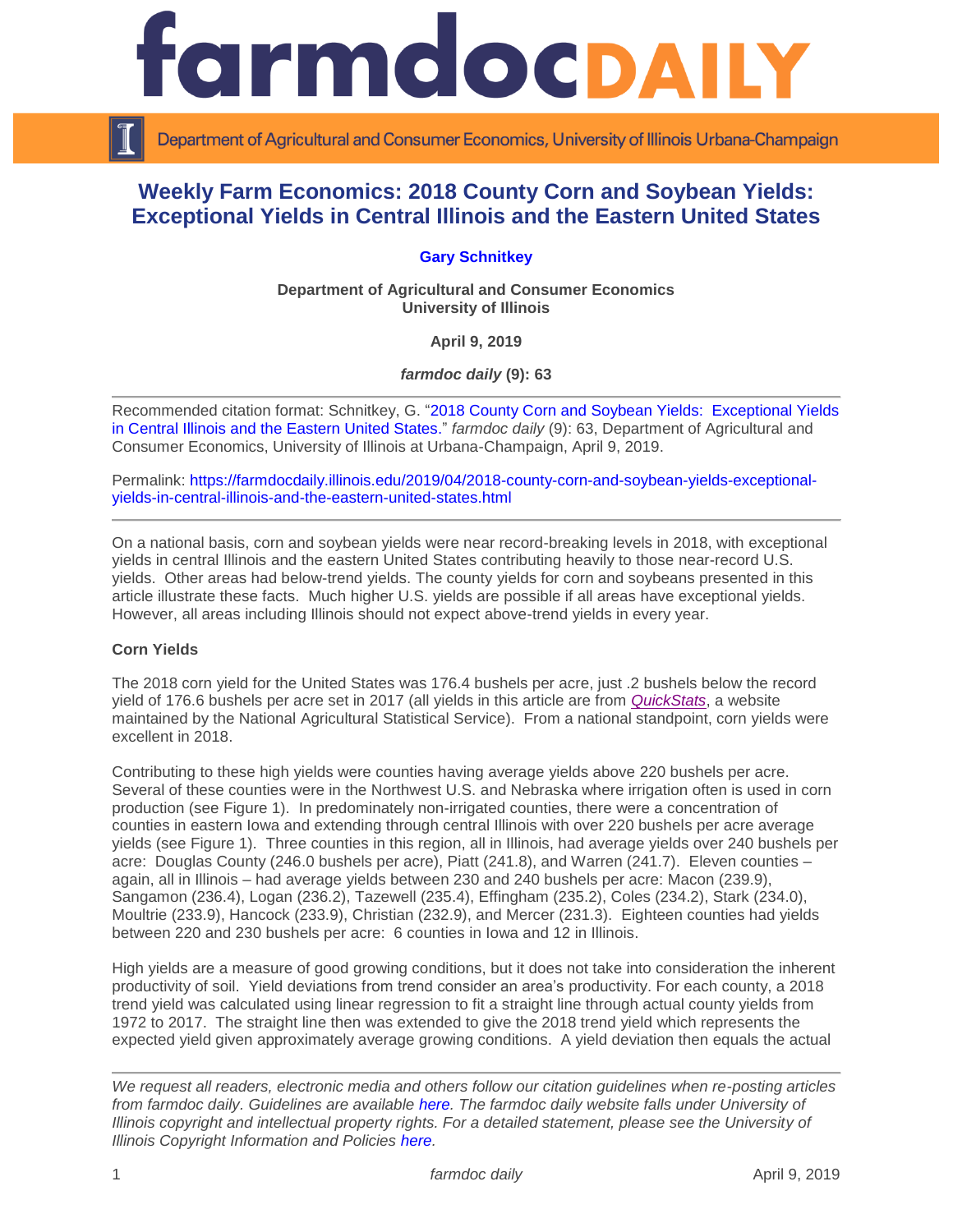# Weekly Farm Economics: 2018 County Corn and Soybean Yields: Exceptional Yields in Central Illinois and the Eastern United States

**Gary Schnitkey**

**Department of Agricultural and Consumer Economics**
**University of Illinois**

**April 9, 2019**

***farmdoc daily* (9): 63**

---

Recommended citation format: Schnitkey, G. "2018 County Corn and Soybean Yields: Exceptional Yields in Central Illinois and the Eastern United States." *farmdoc daily* (9): 63, Department of Agricultural and Consumer Economics, University of Illinois at Urbana-Champaign, April 9, 2019.

Permalink: https://farmdocdaily.illinois.edu/2019/04/2018-county-corn-and-soybean-yields-exceptional-yields-in-central-illinois-and-the-eastern-united-states.html

---

On a national basis, corn and soybean yields were near record-breaking levels in 2018, with exceptional yields in central Illinois and the eastern United States contributing heavily to those near-record U.S. yields. Other areas had below-trend yields. The county yields for corn and soybeans presented in this article illustrate these facts. Much higher U.S. yields are possible if all areas have exceptional yields. However, all areas including Illinois should not expect above-trend yields in every year.

**Corn Yields**

The 2018 corn yield for the United States was 176.4 bushels per acre, just .2 bushels below the record yield of 176.6 bushels per acre set in 2017 (all yields in this article are from *QuickStats*, a website maintained by the National Agricultural Statistical Service). From a national standpoint, corn yields were excellent in 2018.

Contributing to these high yields were counties having average yields above 220 bushels per acre. Several of these counties were in the Northwest U.S. and Nebraska where irrigation often is used in corn production (see Figure 1). In predominately non-irrigated counties, there were a concentration of counties in eastern Iowa and extending through central Illinois with over 220 bushels per acre average yields (see Figure 1). Three counties in this region, all in Illinois, had average yields over 240 bushels per acre: Douglas County (246.0 bushels per acre), Piatt (241.8), and Warren (241.7). Eleven counties – again, all in Illinois – had average yields between 230 and 240 bushels per acre: Macon (239.9), Sangamon (236.4), Logan (236.2), Tazewell (235.4), Effingham (235.2), Coles (234.2), Stark (234.0), Moultrie (233.9), Hancock (233.9), Christian (232.9), and Mercer (231.3). Eighteen counties had yields between 220 and 230 bushels per acre: 6 counties in Iowa and 12 in Illinois.

High yields are a measure of good growing conditions, but it does not take into consideration the inherent productivity of soil. Yield deviations from trend consider an area's productivity. For each county, a 2018 trend yield was calculated using linear regression to fit a straight line through actual county yields from 1972 to 2017. The straight line then was extended to give the 2018 trend yield which represents the expected yield given approximately average growing conditions. A yield deviation then equals the actual

---

*We request all readers, electronic media and others follow our citation guidelines when re-posting articles from farmdoc daily. Guidelines are available here. The farmdoc daily website falls under University of Illinois copyright and intellectual property rights. For a detailed statement, please see the University of Illinois Copyright Information and Policies here.*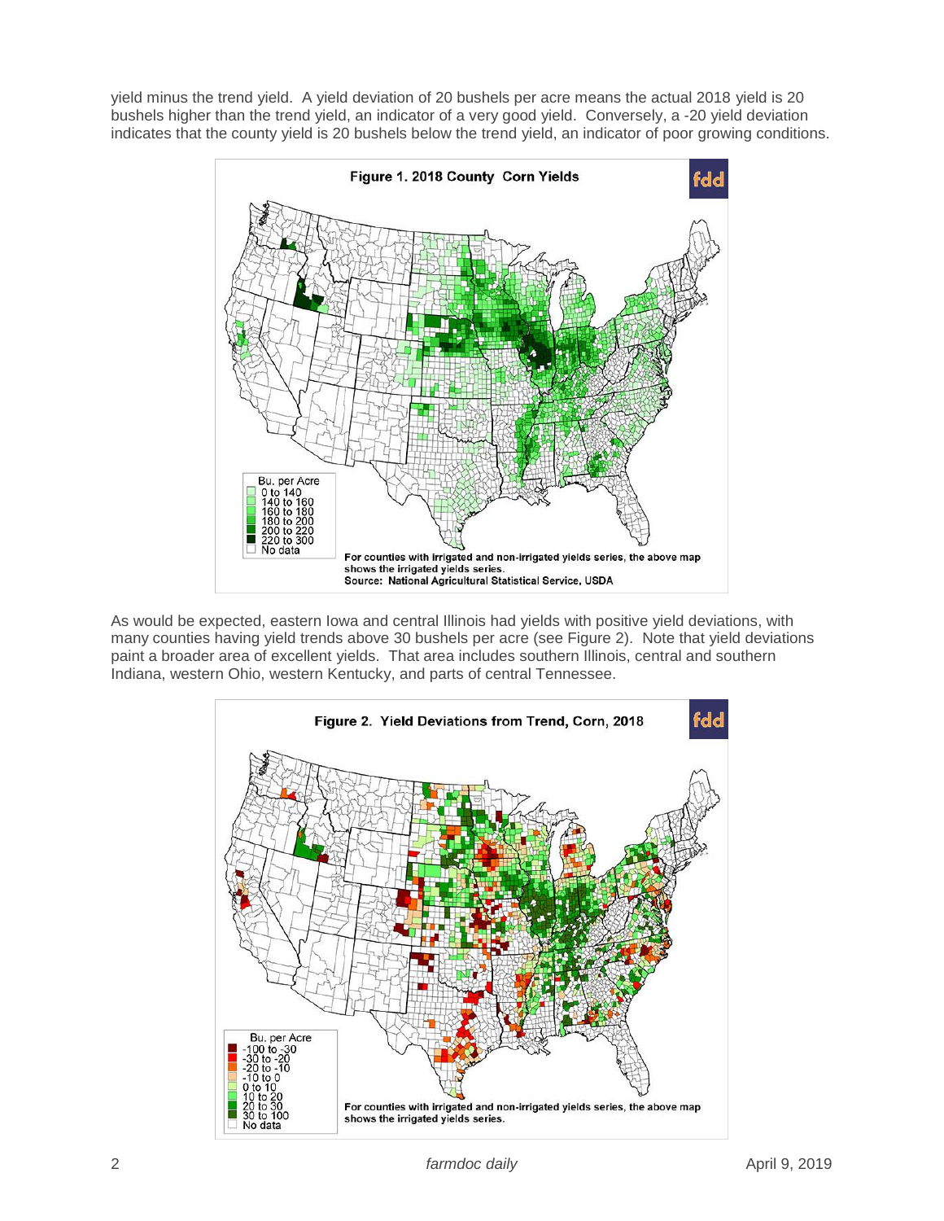yield minus the trend yield. A yield deviation of 20 bushels per acre means the actual 2018 yield is 20 bushels higher than the trend yield, an indicator of a very good yield. Conversely, a -20 yield deviation indicates that the county yield is 20 bushels below the trend yield, an indicator of poor growing conditions.

**Figure 1. 2018 County Corn Yields**

For counties with irrigated and non-irrigated yields series, the above map shows the irrigated yields series.
Source: National Agricultural Statistical Service, USDA

As would be expected, eastern Iowa and central Illinois had yields with positive yield deviations, with many counties having yield trends above 30 bushels per acre (see Figure 2). Note that yield deviations paint a broader area of excellent yields. That area includes southern Illinois, central and southern Indiana, western Ohio, western Kentucky, and parts of central Tennessee.

**Figure 2. Yield Deviations from Trend, Corn, 2018**

For counties with irrigated and non-irrigated yields series, the above map shows the irrigated yields series.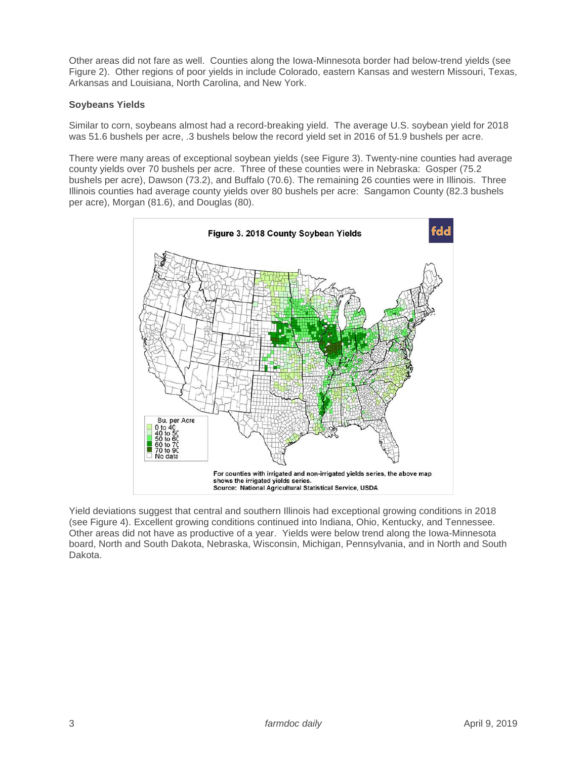Other areas did not fare as well. Counties along the Iowa-Minnesota border had below-trend yields (see Figure 2). Other regions of poor yields in include Colorado, eastern Kansas and western Missouri, Texas, Arkansas and Louisiana, North Carolina, and New York.

**Soybeans Yields**

Similar to corn, soybeans almost had a record-breaking yield. The average U.S. soybean yield for 2018 was 51.6 bushels per acre, .3 bushels below the record yield set in 2016 of 51.9 bushels per acre.

There were many areas of exceptional soybean yields (see Figure 3). Twenty-nine counties had average county yields over 70 bushels per acre. Three of these counties were in Nebraska: Gosper (75.2 bushels per acre), Dawson (73.2), and Buffalo (70.6). The remaining 26 counties were in Illinois. Three Illinois counties had average county yields over 80 bushels per acre: Sangamon County (82.3 bushels per acre), Morgan (81.6), and Douglas (80).

**Figure 3. 2018 County Soybean Yields**

For counties with irrigated and non-irrigated yields series, the above map shows the irrigated yields series.
Source: National Agricultural Statistical Service, USDA

Yield deviations suggest that central and southern Illinois had exceptional growing conditions in 2018 (see Figure 4). Excellent growing conditions continued into Indiana, Ohio, Kentucky, and Tennessee. Other areas did not have as productive of a year. Yields were below trend along the Iowa-Minnesota board, North and South Dakota, Nebraska, Wisconsin, Michigan, Pennsylvania, and in North and South Dakota.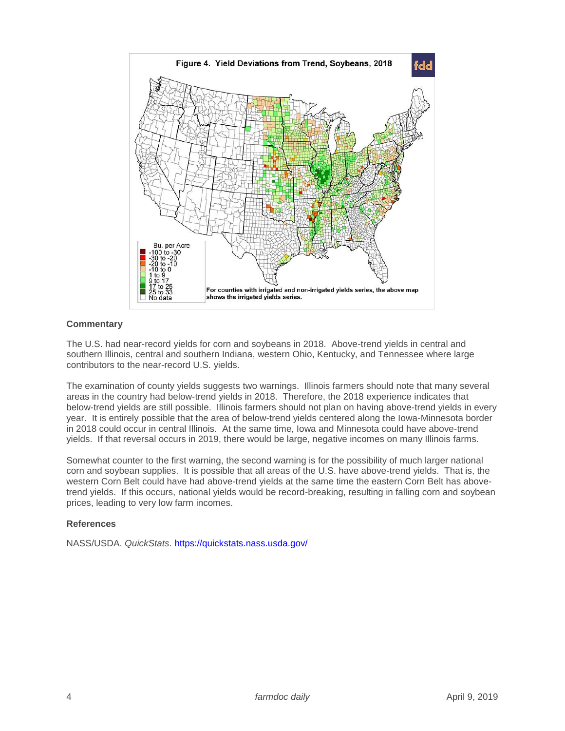Figure 4. Yield Deviations from Trend, Soybeans, 2018

fdd

Bu. per Acre
-100 to -30
-30 to -20
-20 to -10
-10 to 0
1 to 9
9 to 17
17 to 25
25 to 33
No data

For counties with irrigated and non-irrigated yields series, the above map shows the irrigated yields series.

### Commentary

The U.S. had near-record yields for corn and soybeans in 2018. Above-trend yields in central and southern Illinois, central and southern Indiana, western Ohio, Kentucky, and Tennessee where large contributors to the near-record U.S. yields.

The examination of county yields suggests two warnings. Illinois farmers should note that many several areas in the country had below-trend yields in 2018. Therefore, the 2018 experience indicates that below-trend yields are still possible. Illinois farmers should not plan on having above-trend yields in every year. It is entirely possible that the area of below-trend yields centered along the Iowa-Minnesota border in 2018 could occur in central Illinois. At the same time, Iowa and Minnesota could have above-trend yields. If that reversal occurs in 2019, there would be large, negative incomes on many Illinois farms.

Somewhat counter to the first warning, the second warning is for the possibility of much larger national corn and soybean supplies. It is possible that all areas of the U.S. have above-trend yields. That is, the western Corn Belt could have had above-trend yields at the same time the eastern Corn Belt has above-trend yields. If this occurs, national yields would be record-breaking, resulting in falling corn and soybean prices, leading to very low farm incomes.

### References

NASS/USDA. *QuickStats*. https://quickstats.nass.usda.gov/